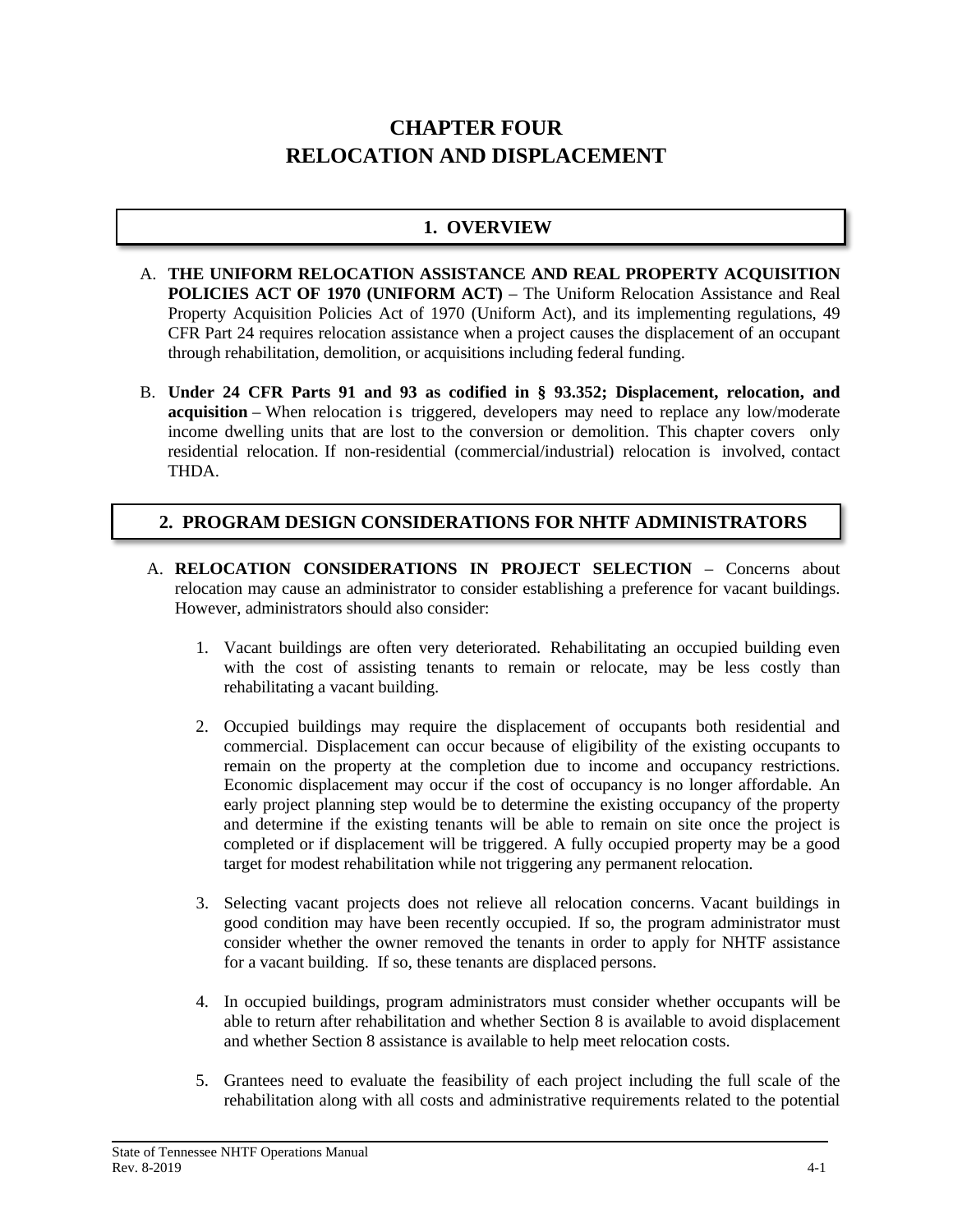# CHAPTER FOUR
# RELOCATION AND DISPLACEMENT

## 1. OVERVIEW

A. **THE UNIFORM RELOCATION ASSISTANCE AND REAL PROPERTY ACQUISITION POLICIES ACT OF 1970 (UNIFORM ACT)** – The Uniform Relocation Assistance and Real Property Acquisition Policies Act of 1970 (Uniform Act), and its implementing regulations, 49 CFR Part 24 requires relocation assistance when a project causes the displacement of an occupant through rehabilitation, demolition, or acquisitions including federal funding.

B. **Under 24 CFR Parts 91 and 93 as codified in § 93.352; Displacement, relocation, and acquisition** – When relocation is triggered, developers may need to replace any low/moderate income dwelling units that are lost to the conversion or demolition. This chapter covers only residential relocation. If non-residential (commercial/industrial) relocation is involved, contact THDA.

## 2. PROGRAM DESIGN CONSIDERATIONS FOR NHTF ADMINISTRATORS

A. **RELOCATION CONSIDERATIONS IN PROJECT SELECTION** – Concerns about relocation may cause an administrator to consider establishing a preference for vacant buildings. However, administrators should also consider:

1. Vacant buildings are often very deteriorated. Rehabilitating an occupied building even with the cost of assisting tenants to remain or relocate, may be less costly than rehabilitating a vacant building.

2. Occupied buildings may require the displacement of occupants both residential and commercial. Displacement can occur because of eligibility of the existing occupants to remain on the property at the completion due to income and occupancy restrictions. Economic displacement may occur if the cost of occupancy is no longer affordable. An early project planning step would be to determine the existing occupancy of the property and determine if the existing tenants will be able to remain on site once the project is completed or if displacement will be triggered. A fully occupied property may be a good target for modest rehabilitation while not triggering any permanent relocation.

3. Selecting vacant projects does not relieve all relocation concerns. Vacant buildings in good condition may have been recently occupied. If so, the program administrator must consider whether the owner removed the tenants in order to apply for NHTF assistance for a vacant building. If so, these tenants are displaced persons.

4. In occupied buildings, program administrators must consider whether occupants will be able to return after rehabilitation and whether Section 8 is available to avoid displacement and whether Section 8 assistance is available to help meet relocation costs.

5. Grantees need to evaluate the feasibility of each project including the full scale of the rehabilitation along with all costs and administrative requirements related to the potential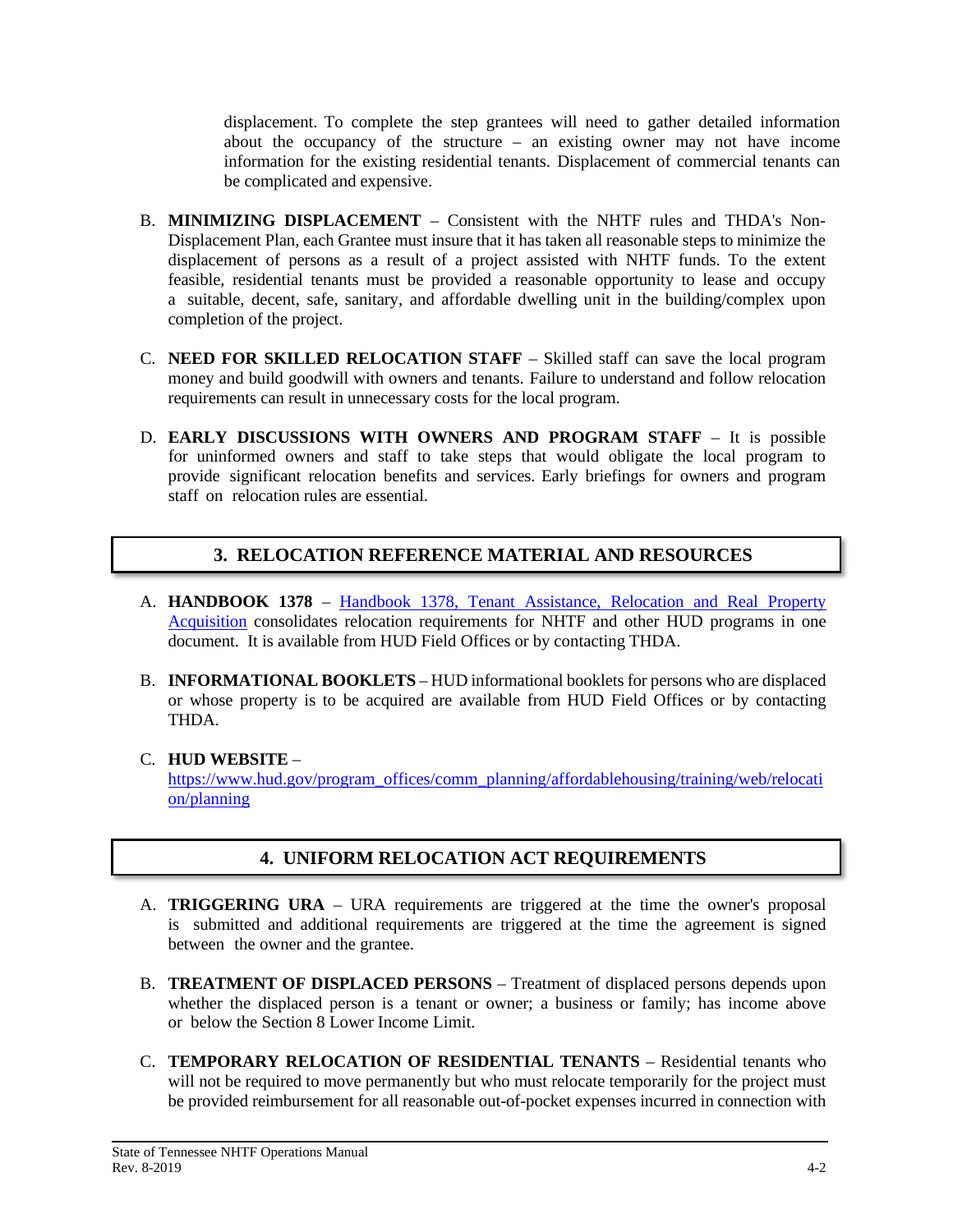displacement. To complete the step grantees will need to gather detailed information about the occupancy of the structure – an existing owner may not have income information for the existing residential tenants. Displacement of commercial tenants can be complicated and expensive.

B. **MINIMIZING DISPLACEMENT** – Consistent with the NHTF rules and THDA's Non-Displacement Plan, each Grantee must insure that it has taken all reasonable steps to minimize the displacement of persons as a result of a project assisted with NHTF funds. To the extent feasible, residential tenants must be provided a reasonable opportunity to lease and occupy a suitable, decent, safe, sanitary, and affordable dwelling unit in the building/complex upon completion of the project.

C. **NEED FOR SKILLED RELOCATION STAFF** – Skilled staff can save the local program money and build goodwill with owners and tenants. Failure to understand and follow relocation requirements can result in unnecessary costs for the local program.

D. **EARLY DISCUSSIONS WITH OWNERS AND PROGRAM STAFF** – It is possible for uninformed owners and staff to take steps that would obligate the local program to provide significant relocation benefits and services. Early briefings for owners and program staff on relocation rules are essential.

## 3. RELOCATION REFERENCE MATERIAL AND RESOURCES

A. **HANDBOOK 1378** – Handbook 1378, Tenant Assistance, Relocation and Real Property Acquisition consolidates relocation requirements for NHTF and other HUD programs in one document. It is available from HUD Field Offices or by contacting THDA.

B. **INFORMATIONAL BOOKLETS** – HUD informational booklets for persons who are displaced or whose property is to be acquired are available from HUD Field Offices or by contacting THDA.

C. **HUD WEBSITE** – https://www.hud.gov/program_offices/comm_planning/affordablehousing/training/web/relocation/planning

## 4. UNIFORM RELOCATION ACT REQUIREMENTS

A. **TRIGGERING URA** – URA requirements are triggered at the time the owner's proposal is submitted and additional requirements are triggered at the time the agreement is signed between the owner and the grantee.

B. **TREATMENT OF DISPLACED PERSONS** – Treatment of displaced persons depends upon whether the displaced person is a tenant or owner; a business or family; has income above or below the Section 8 Lower Income Limit.

C. **TEMPORARY RELOCATION OF RESIDENTIAL TENANTS** – Residential tenants who will not be required to move permanently but who must relocate temporarily for the project must be provided reimbursement for all reasonable out-of-pocket expenses incurred in connection with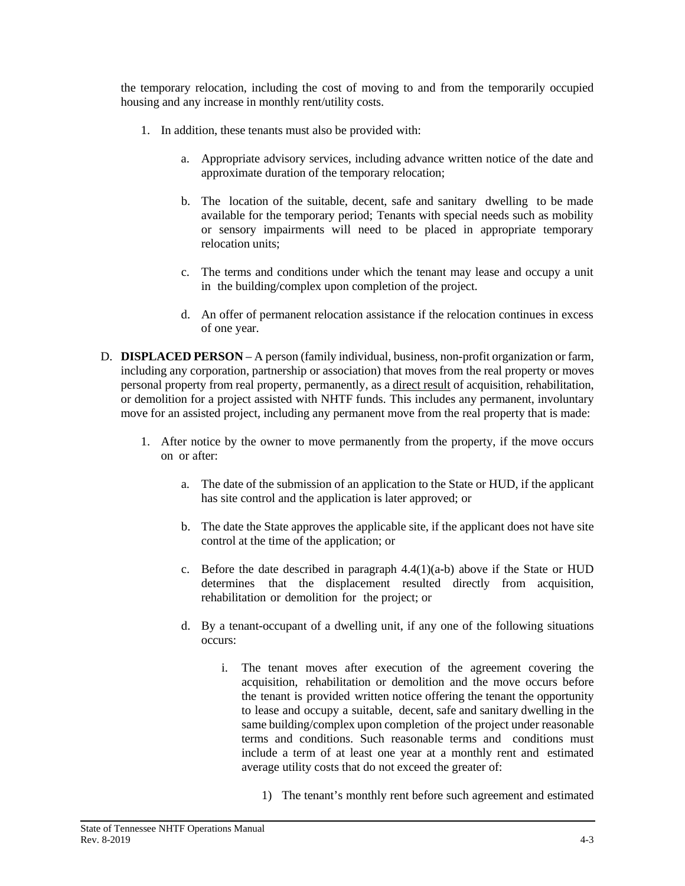the temporary relocation, including the cost of moving to and from the temporarily occupied housing and any increase in monthly rent/utility costs.

1. In addition, these tenants must also be provided with:

    a. Appropriate advisory services, including advance written notice of the date and approximate duration of the temporary relocation;

    b. The location of the suitable, decent, safe and sanitary dwelling to be made available for the temporary period; Tenants with special needs such as mobility or sensory impairments will need to be placed in appropriate temporary relocation units;

    c. The terms and conditions under which the tenant may lease and occupy a unit in the building/complex upon completion of the project.

    d. An offer of permanent relocation assistance if the relocation continues in excess of one year.

D. **DISPLACED PERSON** – A person (family individual, business, non-profit organization or farm, including any corporation, partnership or association) that moves from the real property or moves personal property from real property, permanently, as a <u>direct result</u> of acquisition, rehabilitation, or demolition for a project assisted with NHTF funds. This includes any permanent, involuntary move for an assisted project, including any permanent move from the real property that is made:

1. After notice by the owner to move permanently from the property, if the move occurs on or after:

    a. The date of the submission of an application to the State or HUD, if the applicant has site control and the application is later approved; or

    b. The date the State approves the applicable site, if the applicant does not have site control at the time of the application; or

    c. Before the date described in paragraph 4.4(1)(a-b) above if the State or HUD determines that the displacement resulted directly from acquisition, rehabilitation or demolition for the project; or

    d. By a tenant-occupant of a dwelling unit, if any one of the following situations occurs:

        i. The tenant moves after execution of the agreement covering the acquisition, rehabilitation or demolition and the move occurs before the tenant is provided written notice offering the tenant the opportunity to lease and occupy a suitable, decent, safe and sanitary dwelling in the same building/complex upon completion of the project under reasonable terms and conditions. Such reasonable terms and conditions must include a term of at least one year at a monthly rent and estimated average utility costs that do not exceed the greater of:

            1) The tenant's monthly rent before such agreement and estimated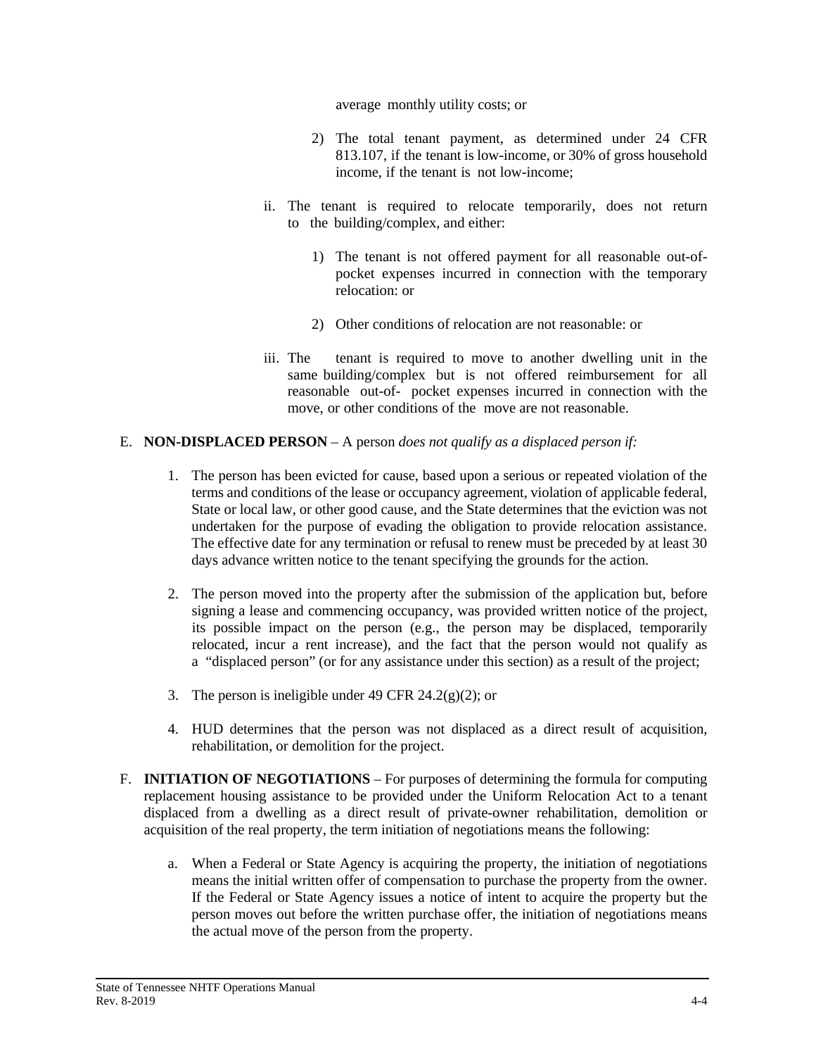average monthly utility costs; or

2) The total tenant payment, as determined under 24 CFR 813.107, if the tenant is low-income, or 30% of gross household income, if the tenant is not low-income;

ii. The tenant is required to relocate temporarily, does not return to the building/complex, and either:

1) The tenant is not offered payment for all reasonable out-of-pocket expenses incurred in connection with the temporary relocation: or

2) Other conditions of relocation are not reasonable: or

iii. The tenant is required to move to another dwelling unit in the same building/complex but is not offered reimbursement for all reasonable out-of- pocket expenses incurred in connection with the move, or other conditions of the move are not reasonable.

E. **NON-DISPLACED PERSON** – A person *does not qualify as a displaced person if:*

1. The person has been evicted for cause, based upon a serious or repeated violation of the terms and conditions of the lease or occupancy agreement, violation of applicable federal, State or local law, or other good cause, and the State determines that the eviction was not undertaken for the purpose of evading the obligation to provide relocation assistance. The effective date for any termination or refusal to renew must be preceded by at least 30 days advance written notice to the tenant specifying the grounds for the action.

2. The person moved into the property after the submission of the application but, before signing a lease and commencing occupancy, was provided written notice of the project, its possible impact on the person (e.g., the person may be displaced, temporarily relocated, incur a rent increase), and the fact that the person would not qualify as a "displaced person" (or for any assistance under this section) as a result of the project;

3. The person is ineligible under 49 CFR 24.2(g)(2); or

4. HUD determines that the person was not displaced as a direct result of acquisition, rehabilitation, or demolition for the project.

F. **INITIATION OF NEGOTIATIONS** – For purposes of determining the formula for computing replacement housing assistance to be provided under the Uniform Relocation Act to a tenant displaced from a dwelling as a direct result of private-owner rehabilitation, demolition or acquisition of the real property, the term initiation of negotiations means the following:

a. When a Federal or State Agency is acquiring the property, the initiation of negotiations means the initial written offer of compensation to purchase the property from the owner. If the Federal or State Agency issues a notice of intent to acquire the property but the person moves out before the written purchase offer, the initiation of negotiations means the actual move of the person from the property.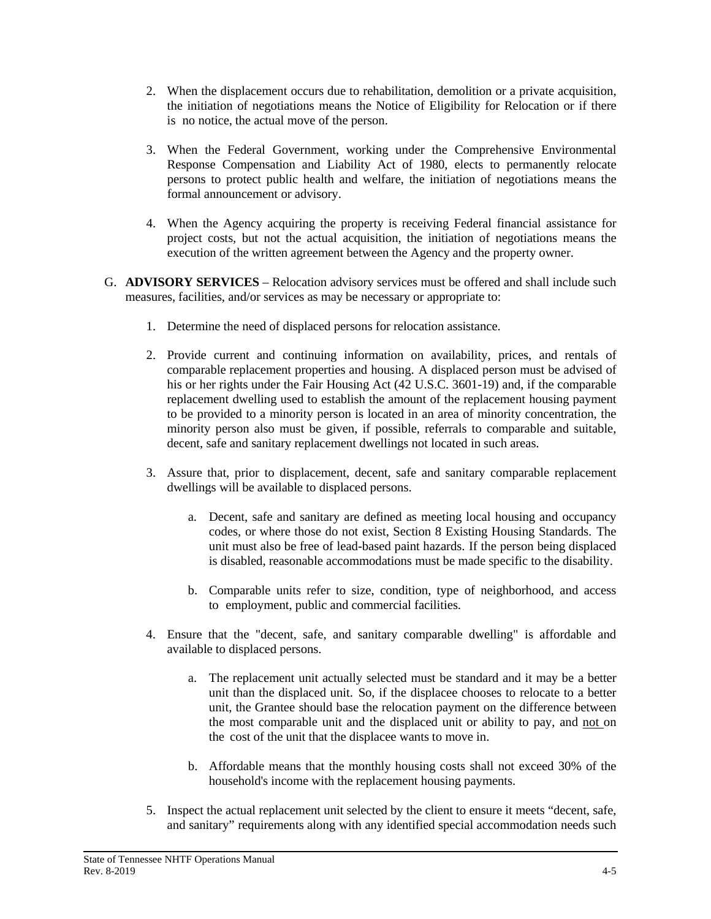2. When the displacement occurs due to rehabilitation, demolition or a private acquisition, the initiation of negotiations means the Notice of Eligibility for Relocation or if there is no notice, the actual move of the person.

3. When the Federal Government, working under the Comprehensive Environmental Response Compensation and Liability Act of 1980, elects to permanently relocate persons to protect public health and welfare, the initiation of negotiations means the formal announcement or advisory.

4. When the Agency acquiring the property is receiving Federal financial assistance for project costs, but not the actual acquisition, the initiation of negotiations means the execution of the written agreement between the Agency and the property owner.

G. **ADVISORY SERVICES** – Relocation advisory services must be offered and shall include such measures, facilities, and/or services as may be necessary or appropriate to:

1. Determine the need of displaced persons for relocation assistance.

2. Provide current and continuing information on availability, prices, and rentals of comparable replacement properties and housing. A displaced person must be advised of his or her rights under the Fair Housing Act (42 U.S.C. 3601-19) and, if the comparable replacement dwelling used to establish the amount of the replacement housing payment to be provided to a minority person is located in an area of minority concentration, the minority person also must be given, if possible, referrals to comparable and suitable, decent, safe and sanitary replacement dwellings not located in such areas.

3. Assure that, prior to displacement, decent, safe and sanitary comparable replacement dwellings will be available to displaced persons.

   a. Decent, safe and sanitary are defined as meeting local housing and occupancy codes, or where those do not exist, Section 8 Existing Housing Standards. The unit must also be free of lead-based paint hazards. If the person being displaced is disabled, reasonable accommodations must be made specific to the disability.

   b. Comparable units refer to size, condition, type of neighborhood, and access to employment, public and commercial facilities.

4. Ensure that the "decent, safe, and sanitary comparable dwelling" is affordable and available to displaced persons.

   a. The replacement unit actually selected must be standard and it may be a better unit than the displaced unit. So, if the displacee chooses to relocate to a better unit, the Grantee should base the relocation payment on the difference between the most comparable unit and the displaced unit or ability to pay, and <u>not</u> on the cost of the unit that the displacee wants to move in.

   b. Affordable means that the monthly housing costs shall not exceed 30% of the household's income with the replacement housing payments.

5. Inspect the actual replacement unit selected by the client to ensure it meets "decent, safe, and sanitary" requirements along with any identified special accommodation needs such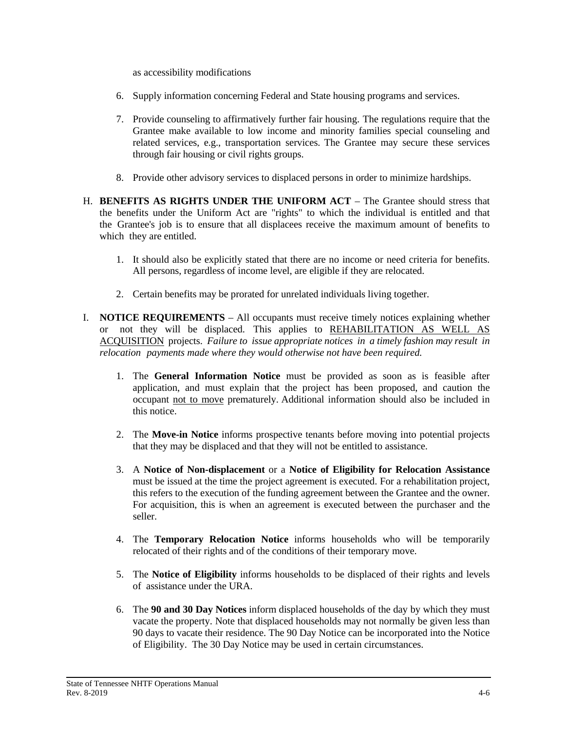as accessibility modifications

6. Supply information concerning Federal and State housing programs and services.

7. Provide counseling to affirmatively further fair housing. The regulations require that the Grantee make available to low income and minority families special counseling and related services, e.g., transportation services. The Grantee may secure these services through fair housing or civil rights groups.

8. Provide other advisory services to displaced persons in order to minimize hardships.

H. **BENEFITS AS RIGHTS UNDER THE UNIFORM ACT** – The Grantee should stress that the benefits under the Uniform Act are "rights" to which the individual is entitled and that the Grantee's job is to ensure that all displacees receive the maximum amount of benefits to which they are entitled.

1. It should also be explicitly stated that there are no income or need criteria for benefits. All persons, regardless of income level, are eligible if they are relocated.

2. Certain benefits may be prorated for unrelated individuals living together.

I. **NOTICE REQUIREMENTS** – All occupants must receive timely notices explaining whether or not they will be displaced. This applies to <u>REHABILITATION AS WELL AS ACQUISITION</u> projects. *Failure to issue appropriate notices in a timely fashion may result in relocation payments made where they would otherwise not have been required.*

1. The **General Information Notice** must be provided as soon as is feasible after application, and must explain that the project has been proposed, and caution the occupant <u>not to move</u> prematurely. Additional information should also be included in this notice.

2. The **Move-in Notice** informs prospective tenants before moving into potential projects that they may be displaced and that they will not be entitled to assistance.

3. A **Notice of Non-displacement** or a **Notice of Eligibility for Relocation Assistance** must be issued at the time the project agreement is executed. For a rehabilitation project, this refers to the execution of the funding agreement between the Grantee and the owner. For acquisition, this is when an agreement is executed between the purchaser and the seller.

4. The **Temporary Relocation Notice** informs households who will be temporarily relocated of their rights and of the conditions of their temporary move.

5. The **Notice of Eligibility** informs households to be displaced of their rights and levels of assistance under the URA.

6. The **90 and 30 Day Notices** inform displaced households of the day by which they must vacate the property. Note that displaced households may not normally be given less than 90 days to vacate their residence. The 90 Day Notice can be incorporated into the Notice of Eligibility. The 30 Day Notice may be used in certain circumstances.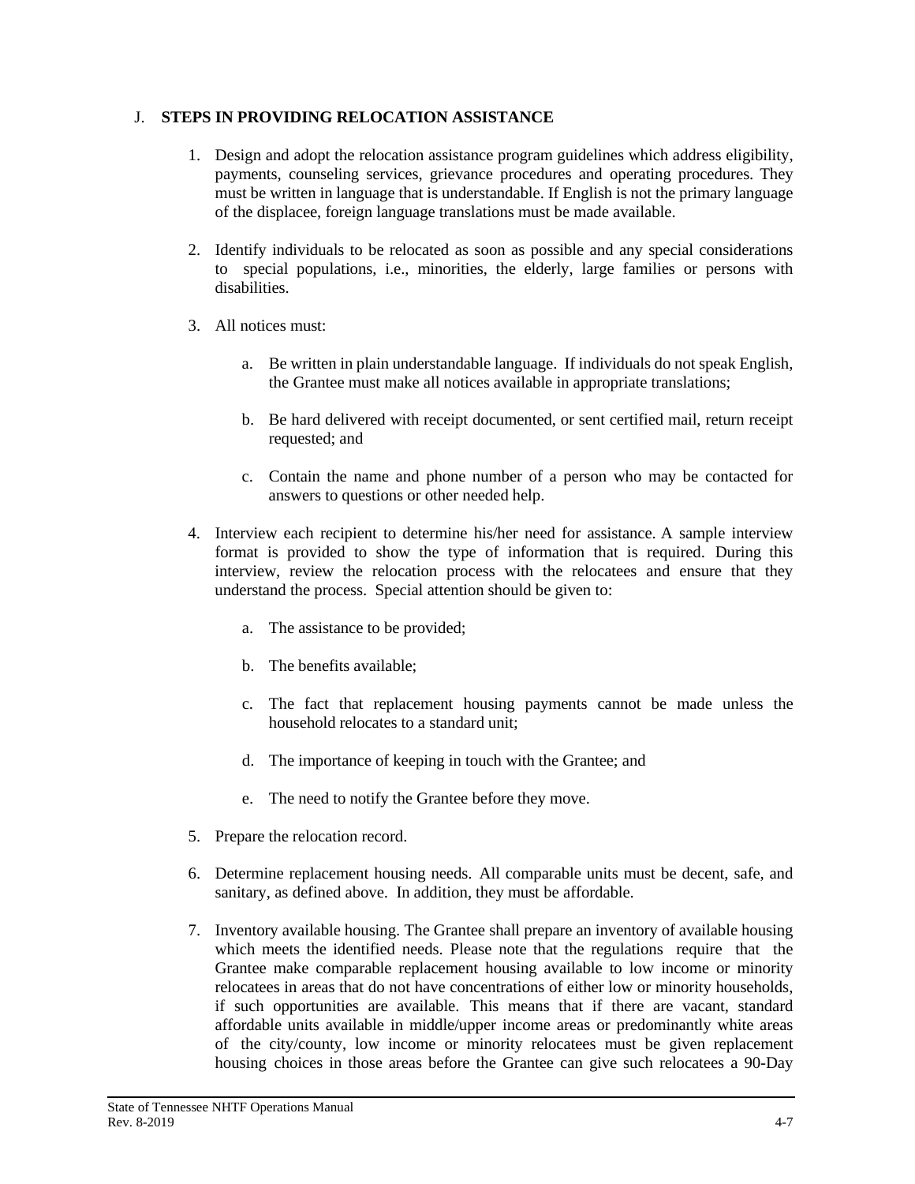## J. STEPS IN PROVIDING RELOCATION ASSISTANCE

1. Design and adopt the relocation assistance program guidelines which address eligibility, payments, counseling services, grievance procedures and operating procedures. They must be written in language that is understandable. If English is not the primary language of the displacee, foreign language translations must be made available.

2. Identify individuals to be relocated as soon as possible and any special considerations to special populations, i.e., minorities, the elderly, large families or persons with disabilities.

3. All notices must:

   a. Be written in plain understandable language. If individuals do not speak English, the Grantee must make all notices available in appropriate translations;

   b. Be hard delivered with receipt documented, or sent certified mail, return receipt requested; and

   c. Contain the name and phone number of a person who may be contacted for answers to questions or other needed help.

4. Interview each recipient to determine his/her need for assistance. A sample interview format is provided to show the type of information that is required. During this interview, review the relocation process with the relocatees and ensure that they understand the process. Special attention should be given to:

   a. The assistance to be provided;

   b. The benefits available;

   c. The fact that replacement housing payments cannot be made unless the household relocates to a standard unit;

   d. The importance of keeping in touch with the Grantee; and

   e. The need to notify the Grantee before they move.

5. Prepare the relocation record.

6. Determine replacement housing needs. All comparable units must be decent, safe, and sanitary, as defined above. In addition, they must be affordable.

7. Inventory available housing. The Grantee shall prepare an inventory of available housing which meets the identified needs. Please note that the regulations require that the Grantee make comparable replacement housing available to low income or minority relocatees in areas that do not have concentrations of either low or minority households, if such opportunities are available. This means that if there are vacant, standard affordable units available in middle/upper income areas or predominantly white areas of the city/county, low income or minority relocatees must be given replacement housing choices in those areas before the Grantee can give such relocatees a 90-Day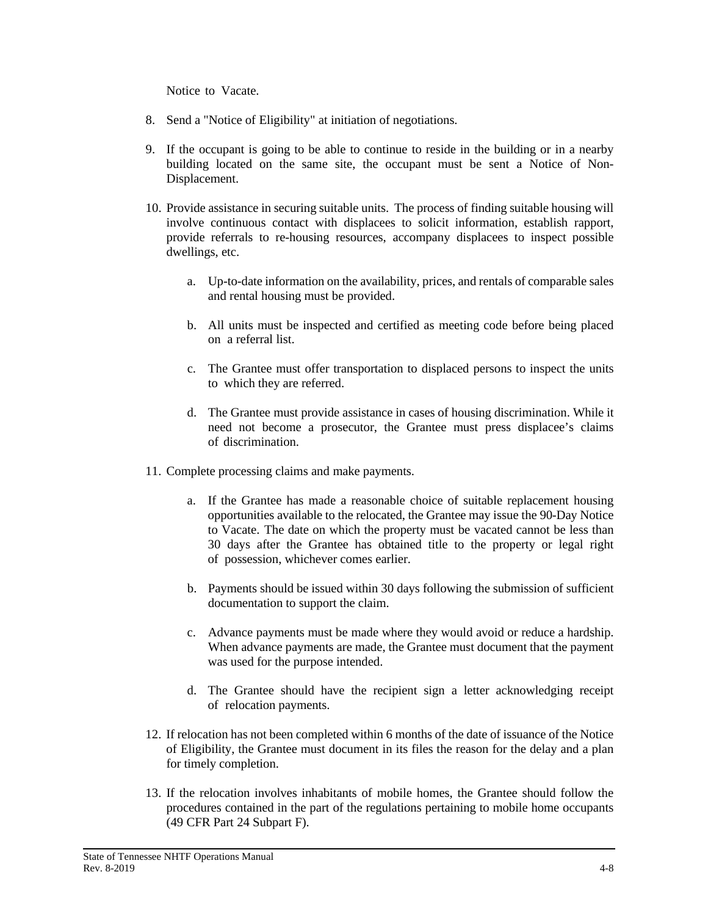Notice to Vacate.

8. Send a "Notice of Eligibility" at initiation of negotiations.

9. If the occupant is going to be able to continue to reside in the building or in a nearby building located on the same site, the occupant must be sent a Notice of Non-Displacement.

10. Provide assistance in securing suitable units. The process of finding suitable housing will involve continuous contact with displacees to solicit information, establish rapport, provide referrals to re-housing resources, accompany displacees to inspect possible dwellings, etc.

    a. Up-to-date information on the availability, prices, and rentals of comparable sales and rental housing must be provided.

    b. All units must be inspected and certified as meeting code before being placed on a referral list.

    c. The Grantee must offer transportation to displaced persons to inspect the units to which they are referred.

    d. The Grantee must provide assistance in cases of housing discrimination. While it need not become a prosecutor, the Grantee must press displacee's claims of discrimination.

11. Complete processing claims and make payments.

    a. If the Grantee has made a reasonable choice of suitable replacement housing opportunities available to the relocated, the Grantee may issue the 90-Day Notice to Vacate. The date on which the property must be vacated cannot be less than 30 days after the Grantee has obtained title to the property or legal right of possession, whichever comes earlier.

    b. Payments should be issued within 30 days following the submission of sufficient documentation to support the claim.

    c. Advance payments must be made where they would avoid or reduce a hardship. When advance payments are made, the Grantee must document that the payment was used for the purpose intended.

    d. The Grantee should have the recipient sign a letter acknowledging receipt of relocation payments.

12. If relocation has not been completed within 6 months of the date of issuance of the Notice of Eligibility, the Grantee must document in its files the reason for the delay and a plan for timely completion.

13. If the relocation involves inhabitants of mobile homes, the Grantee should follow the procedures contained in the part of the regulations pertaining to mobile home occupants (49 CFR Part 24 Subpart F).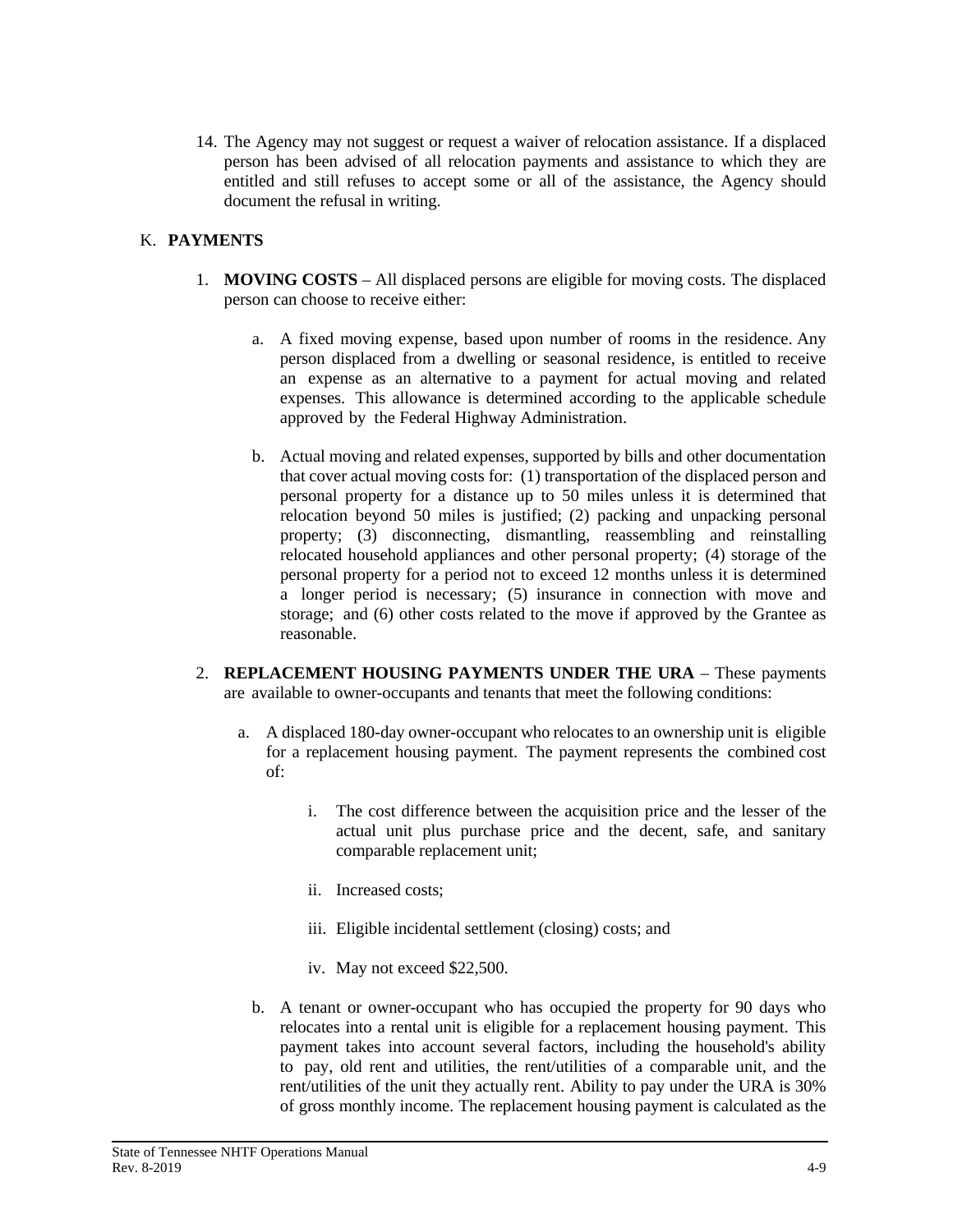14. The Agency may not suggest or request a waiver of relocation assistance. If a displaced person has been advised of all relocation payments and assistance to which they are entitled and still refuses to accept some or all of the assistance, the Agency should document the refusal in writing.

## K. PAYMENTS

1. **MOVING COSTS** – All displaced persons are eligible for moving costs. The displaced person can choose to receive either:

    a. A fixed moving expense, based upon number of rooms in the residence. Any person displaced from a dwelling or seasonal residence, is entitled to receive an expense as an alternative to a payment for actual moving and related expenses. This allowance is determined according to the applicable schedule approved by the Federal Highway Administration.

    b. Actual moving and related expenses, supported by bills and other documentation that cover actual moving costs for: (1) transportation of the displaced person and personal property for a distance up to 50 miles unless it is determined that relocation beyond 50 miles is justified; (2) packing and unpacking personal property; (3) disconnecting, dismantling, reassembling and reinstalling relocated household appliances and other personal property; (4) storage of the personal property for a period not to exceed 12 months unless it is determined a longer period is necessary; (5) insurance in connection with move and storage; and (6) other costs related to the move if approved by the Grantee as reasonable.

2. **REPLACEMENT HOUSING PAYMENTS UNDER THE URA** – These payments are available to owner-occupants and tenants that meet the following conditions:

    a. A displaced 180-day owner-occupant who relocates to an ownership unit is eligible for a replacement housing payment. The payment represents the combined cost of:

        i. The cost difference between the acquisition price and the lesser of the actual unit plus purchase price and the decent, safe, and sanitary comparable replacement unit;

        ii. Increased costs;

        iii. Eligible incidental settlement (closing) costs; and

        iv. May not exceed $22,500.

    b. A tenant or owner-occupant who has occupied the property for 90 days who relocates into a rental unit is eligible for a replacement housing payment. This payment takes into account several factors, including the household's ability to pay, old rent and utilities, the rent/utilities of a comparable unit, and the rent/utilities of the unit they actually rent. Ability to pay under the URA is 30% of gross monthly income. The replacement housing payment is calculated as the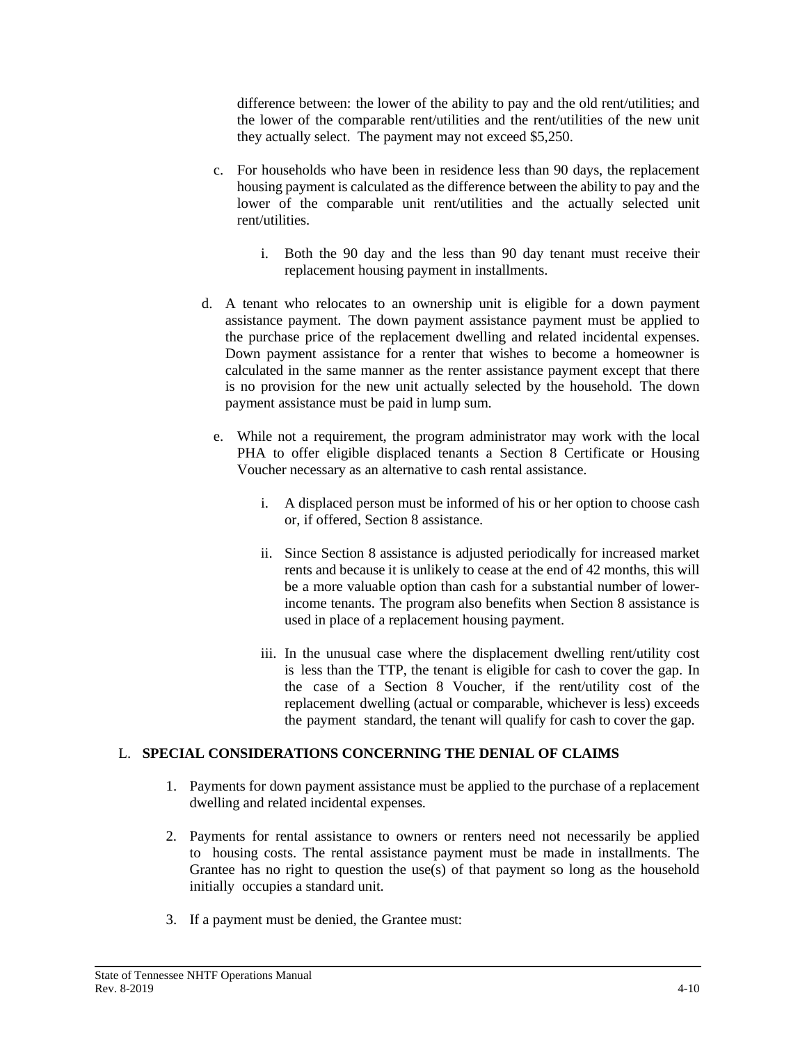difference between: the lower of the ability to pay and the old rent/utilities; and the lower of the comparable rent/utilities and the rent/utilities of the new unit they actually select. The payment may not exceed $5,250.

c. For households who have been in residence less than 90 days, the replacement housing payment is calculated as the difference between the ability to pay and the lower of the comparable unit rent/utilities and the actually selected unit rent/utilities.

    i. Both the 90 day and the less than 90 day tenant must receive their replacement housing payment in installments.

d. A tenant who relocates to an ownership unit is eligible for a down payment assistance payment. The down payment assistance payment must be applied to the purchase price of the replacement dwelling and related incidental expenses. Down payment assistance for a renter that wishes to become a homeowner is calculated in the same manner as the renter assistance payment except that there is no provision for the new unit actually selected by the household. The down payment assistance must be paid in lump sum.

e. While not a requirement, the program administrator may work with the local PHA to offer eligible displaced tenants a Section 8 Certificate or Housing Voucher necessary as an alternative to cash rental assistance.

    i. A displaced person must be informed of his or her option to choose cash or, if offered, Section 8 assistance.

    ii. Since Section 8 assistance is adjusted periodically for increased market rents and because it is unlikely to cease at the end of 42 months, this will be a more valuable option than cash for a substantial number of lower-income tenants. The program also benefits when Section 8 assistance is used in place of a replacement housing payment.

    iii. In the unusual case where the displacement dwelling rent/utility cost is less than the TTP, the tenant is eligible for cash to cover the gap. In the case of a Section 8 Voucher, if the rent/utility cost of the replacement dwelling (actual or comparable, whichever is less) exceeds the payment standard, the tenant will qualify for cash to cover the gap.

## L. SPECIAL CONSIDERATIONS CONCERNING THE DENIAL OF CLAIMS

1. Payments for down payment assistance must be applied to the purchase of a replacement dwelling and related incidental expenses.

2. Payments for rental assistance to owners or renters need not necessarily be applied to housing costs. The rental assistance payment must be made in installments. The Grantee has no right to question the use(s) of that payment so long as the household initially occupies a standard unit.

3. If a payment must be denied, the Grantee must: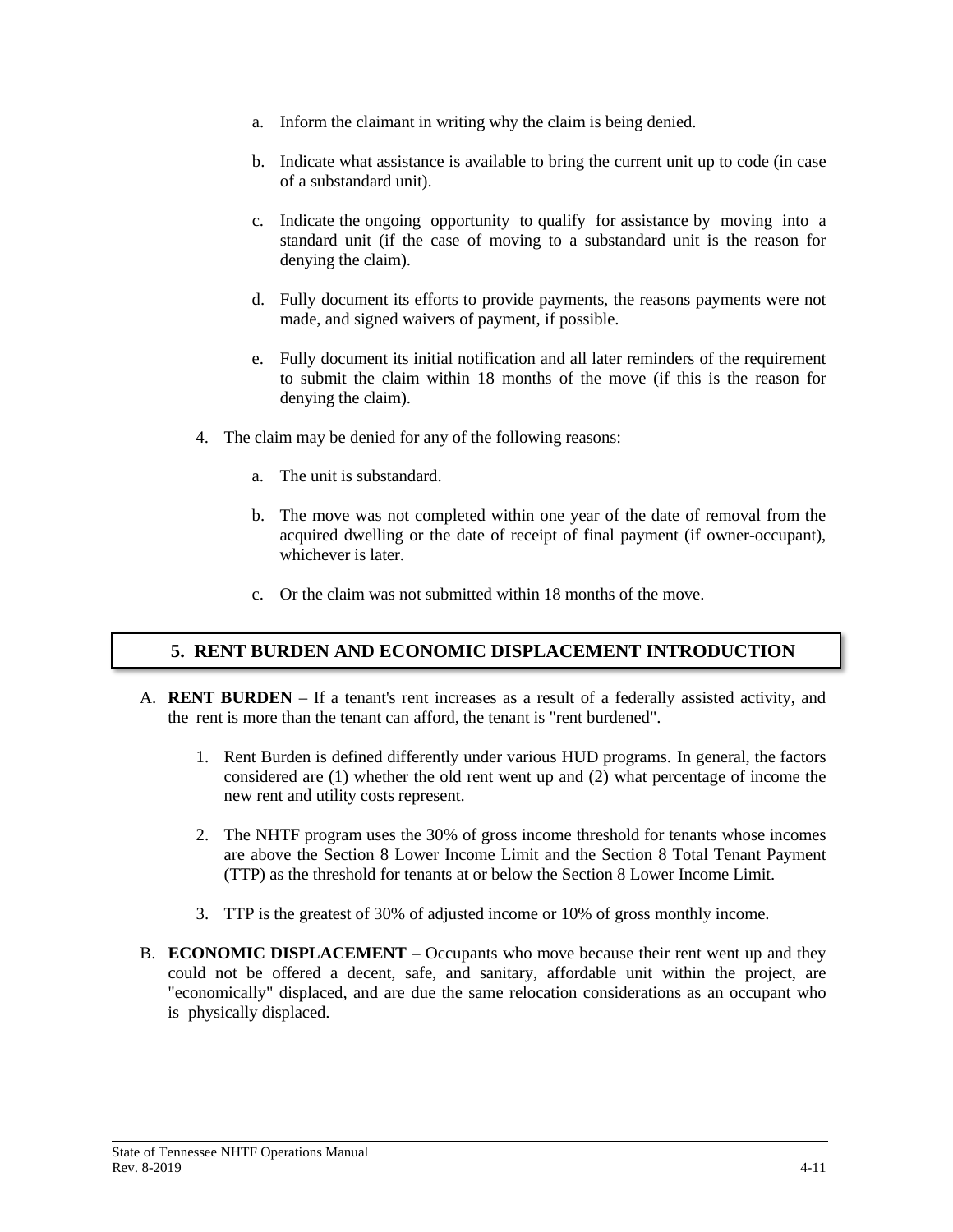a. Inform the claimant in writing why the claim is being denied.

   b. Indicate what assistance is available to bring the current unit up to code (in case of a substandard unit).

   c. Indicate the ongoing opportunity to qualify for assistance by moving into a standard unit (if the case of moving to a substandard unit is the reason for denying the claim).

   d. Fully document its efforts to provide payments, the reasons payments were not made, and signed waivers of payment, if possible.

   e. Fully document its initial notification and all later reminders of the requirement to submit the claim within 18 months of the move (if this is the reason for denying the claim).

4. The claim may be denied for any of the following reasons:

   a. The unit is substandard.

   b. The move was not completed within one year of the date of removal from the acquired dwelling or the date of receipt of final payment (if owner-occupant), whichever is later.

   c. Or the claim was not submitted within 18 months of the move.

## 5. RENT BURDEN AND ECONOMIC DISPLACEMENT INTRODUCTION

A. **RENT BURDEN** – If a tenant's rent increases as a result of a federally assisted activity, and the rent is more than the tenant can afford, the tenant is "rent burdened".

   1. Rent Burden is defined differently under various HUD programs. In general, the factors considered are (1) whether the old rent went up and (2) what percentage of income the new rent and utility costs represent.

   2. The NHTF program uses the 30% of gross income threshold for tenants whose incomes are above the Section 8 Lower Income Limit and the Section 8 Total Tenant Payment (TTP) as the threshold for tenants at or below the Section 8 Lower Income Limit.

   3. TTP is the greatest of 30% of adjusted income or 10% of gross monthly income.

B. **ECONOMIC DISPLACEMENT** – Occupants who move because their rent went up and they could not be offered a decent, safe, and sanitary, affordable unit within the project, are "economically" displaced, and are due the same relocation considerations as an occupant who is physically displaced.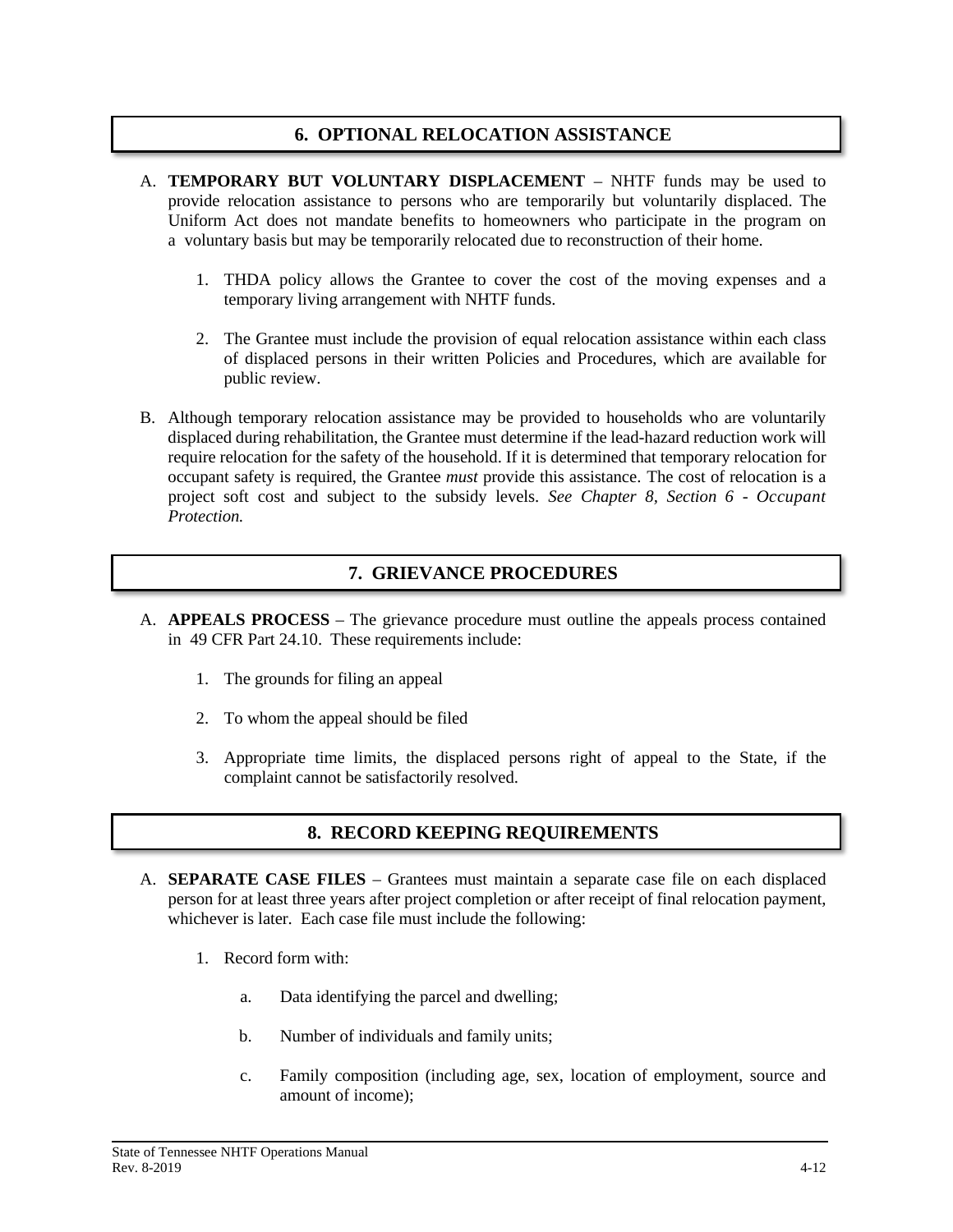## 6. OPTIONAL RELOCATION ASSISTANCE

A. **TEMPORARY BUT VOLUNTARY DISPLACEMENT** – NHTF funds may be used to provide relocation assistance to persons who are temporarily but voluntarily displaced. The Uniform Act does not mandate benefits to homeowners who participate in the program on a voluntary basis but may be temporarily relocated due to reconstruction of their home.

   1. THDA policy allows the Grantee to cover the cost of the moving expenses and a temporary living arrangement with NHTF funds.

   2. The Grantee must include the provision of equal relocation assistance within each class of displaced persons in their written Policies and Procedures, which are available for public review.

B. Although temporary relocation assistance may be provided to households who are voluntarily displaced during rehabilitation, the Grantee must determine if the lead-hazard reduction work will require relocation for the safety of the household. If it is determined that temporary relocation for occupant safety is required, the Grantee *must* provide this assistance. The cost of relocation is a project soft cost and subject to the subsidy levels. *See Chapter 8, Section 6 - Occupant Protection.*

## 7. GRIEVANCE PROCEDURES

A. **APPEALS PROCESS** – The grievance procedure must outline the appeals process contained in 49 CFR Part 24.10. These requirements include:

   1. The grounds for filing an appeal

   2. To whom the appeal should be filed

   3. Appropriate time limits, the displaced persons right of appeal to the State, if the complaint cannot be satisfactorily resolved.

## 8. RECORD KEEPING REQUIREMENTS

A. **SEPARATE CASE FILES** – Grantees must maintain a separate case file on each displaced person for at least three years after project completion or after receipt of final relocation payment, whichever is later. Each case file must include the following:

   1. Record form with:

      a. Data identifying the parcel and dwelling;

      b. Number of individuals and family units;

      c. Family composition (including age, sex, location of employment, source and amount of income);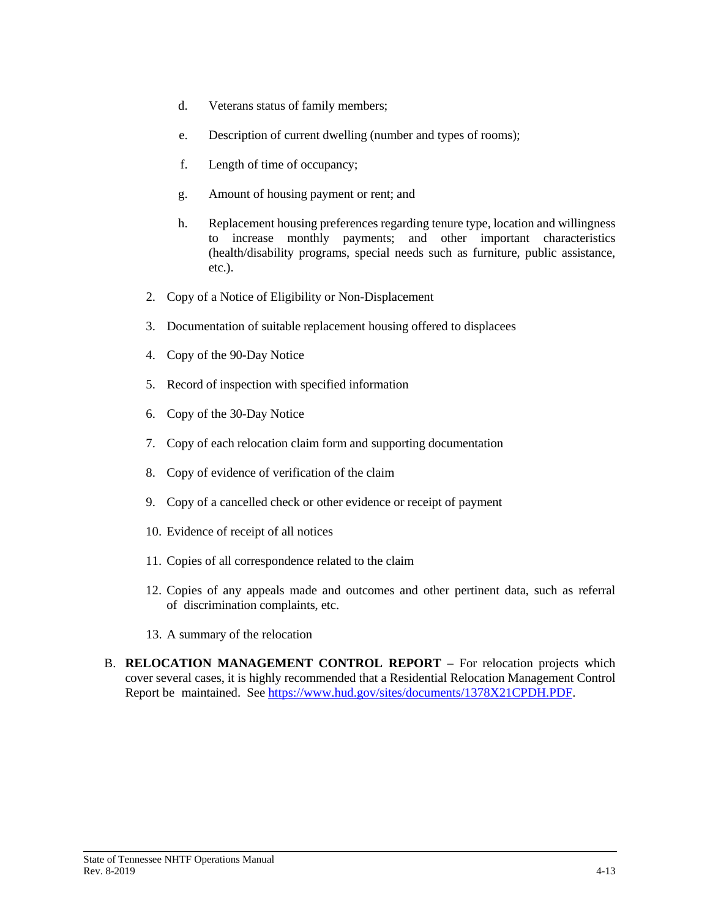d. Veterans status of family members;

e. Description of current dwelling (number and types of rooms);

f. Length of time of occupancy;

g. Amount of housing payment or rent; and

h. Replacement housing preferences regarding tenure type, location and willingness to increase monthly payments; and other important characteristics (health/disability programs, special needs such as furniture, public assistance, etc.).

2. Copy of a Notice of Eligibility or Non-Displacement

3. Documentation of suitable replacement housing offered to displacees

4. Copy of the 90-Day Notice

5. Record of inspection with specified information

6. Copy of the 30-Day Notice

7. Copy of each relocation claim form and supporting documentation

8. Copy of evidence of verification of the claim

9. Copy of a cancelled check or other evidence or receipt of payment

10. Evidence of receipt of all notices

11. Copies of all correspondence related to the claim

12. Copies of any appeals made and outcomes and other pertinent data, such as referral of discrimination complaints, etc.

13. A summary of the relocation

B. **RELOCATION MANAGEMENT CONTROL REPORT** – For relocation projects which cover several cases, it is highly recommended that a Residential Relocation Management Control Report be maintained. See [https://www.hud.gov/sites/documents/1378X21CPDH.PDF](https://www.hud.gov/sites/documents/1378X21CPDH.PDF).